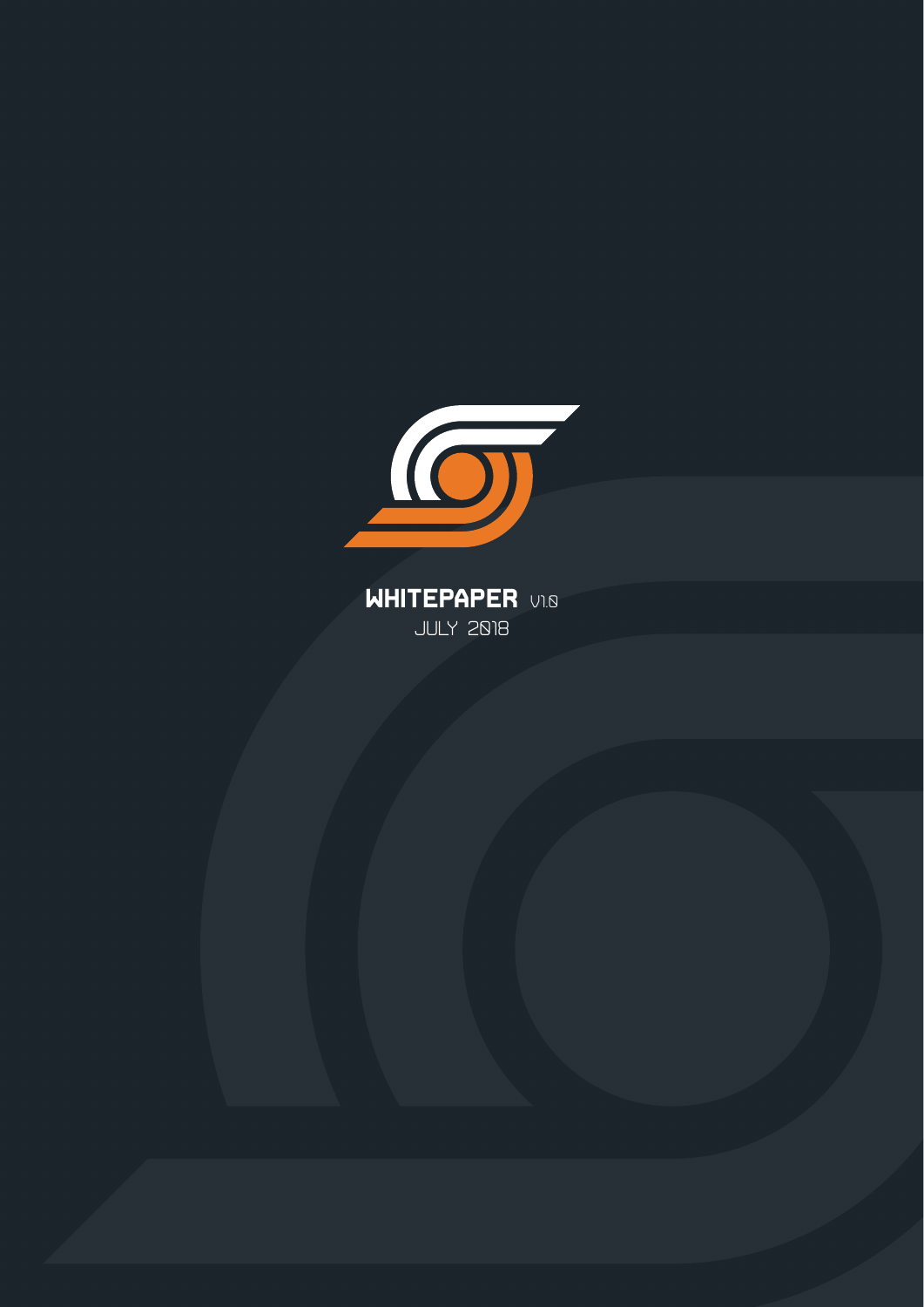# WHITEPAPER V1.0

JULY 2018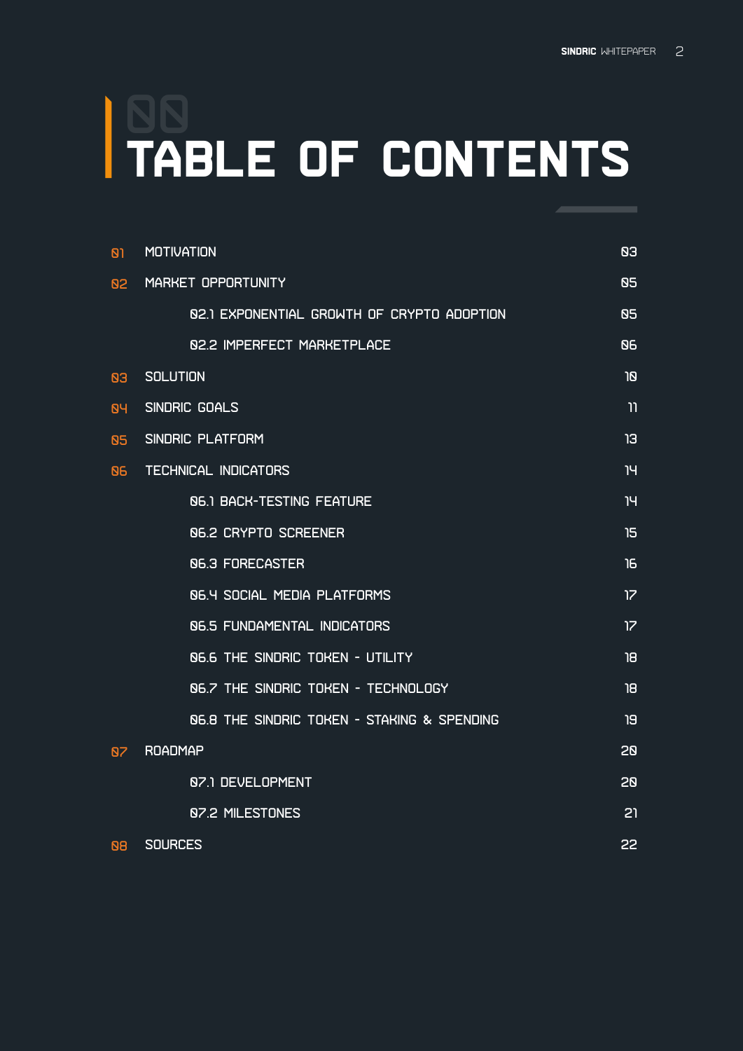# 00 TABLE OF CONTENTS

| | | |
|---|---|---|
| 01 | MOTIVATION | 03 |
| 02 | MARKET OPPORTUNITY | 05 |
| | 02.1 EXPONENTIAL GROWTH OF CRYPTO ADOPTION | 05 |
| | 02.2 IMPERFECT MARKETPLACE | 06 |
| 03 | SOLUTION | 10 |
| 04 | SINDRIC GOALS | 11 |
| 05 | SINDRIC PLATFORM | 13 |
| 06 | TECHNICAL INDICATORS | 14 |
| | 06.1 BACK-TESTING FEATURE | 14 |
| | 06.2 CRYPTO SCREENER | 15 |
| | 06.3 FORECASTER | 16 |
| | 06.4 SOCIAL MEDIA PLATFORMS | 17 |
| | 06.5 FUNDAMENTAL INDICATORS | 17 |
| | 06.6 THE SINDRIC TOKEN - UTILITY | 18 |
| | 06.7 THE SINDRIC TOKEN - TECHNOLOGY | 18 |
| | 06.8 THE SINDRIC TOKEN - STAKING & SPENDING | 19 |
| 07 | ROADMAP | 20 |
| | 07.1 DEVELOPMENT | 20 |
| | 07.2 MILESTONES | 21 |
| 08 | SOURCES | 22 |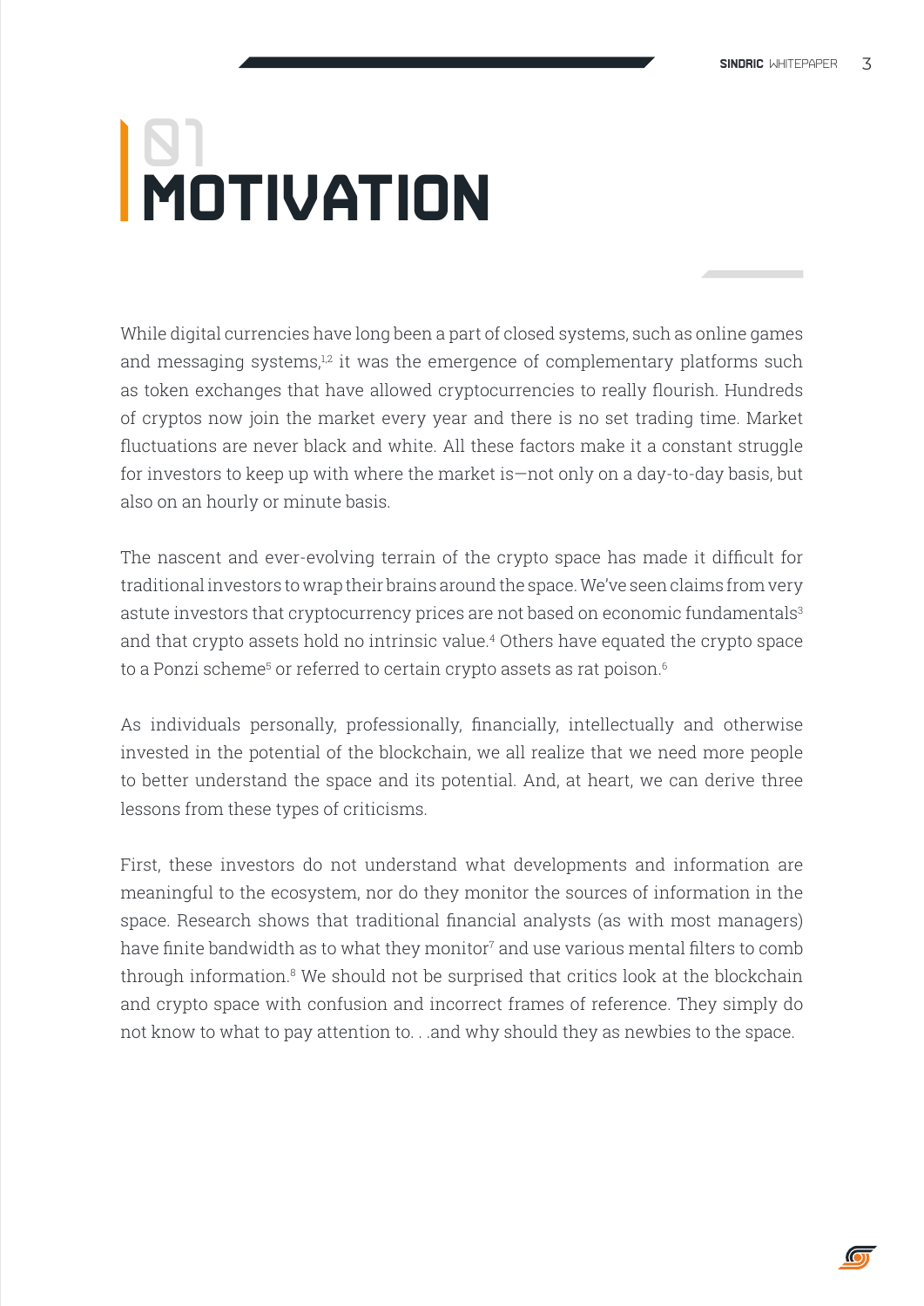# 01 MOTIVATION

While digital currencies have long been a part of closed systems, such as online games and messaging systems,[1,2] it was the emergence of complementary platforms such as token exchanges that have allowed cryptocurrencies to really flourish. Hundreds of cryptos now join the market every year and there is no set trading time. Market fluctuations are never black and white. All these factors make it a constant struggle for investors to keep up with where the market is—not only on a day-to-day basis, but also on an hourly or minute basis.

The nascent and ever-evolving terrain of the crypto space has made it difficult for traditional investors to wrap their brains around the space. We've seen claims from very astute investors that cryptocurrency prices are not based on economic fundamentals[3] and that crypto assets hold no intrinsic value.[4] Others have equated the crypto space to a Ponzi scheme[5] or referred to certain crypto assets as rat poison.[6]

As individuals personally, professionally, financially, intellectually and otherwise invested in the potential of the blockchain, we all realize that we need more people to better understand the space and its potential. And, at heart, we can derive three lessons from these types of criticisms.

First, these investors do not understand what developments and information are meaningful to the ecosystem, nor do they monitor the sources of information in the space. Research shows that traditional financial analysts (as with most managers) have finite bandwidth as to what they monitor[7] and use various mental filters to comb through information.[8] We should not be surprised that critics look at the blockchain and crypto space with confusion and incorrect frames of reference. They simply do not know to what to pay attention to. . .and why should they as newbies to the space.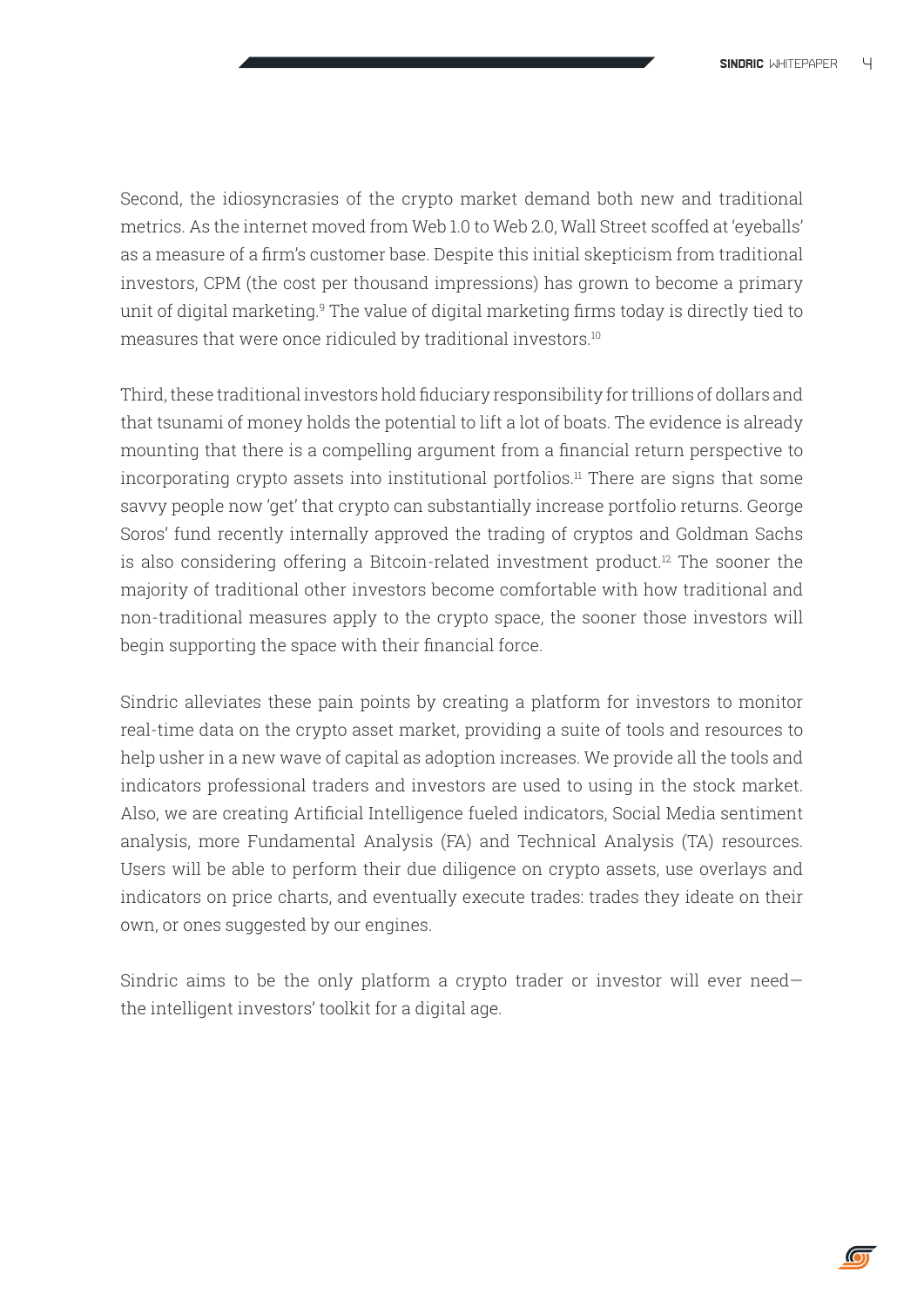Second, the idiosyncrasies of the crypto market demand both new and traditional metrics. As the internet moved from Web 1.0 to Web 2.0, Wall Street scoffed at 'eyeballs' as a measure of a firm's customer base. Despite this initial skepticism from traditional investors, CPM (the cost per thousand impressions) has grown to become a primary unit of digital marketing.[9] The value of digital marketing firms today is directly tied to measures that were once ridiculed by traditional investors.[10]

Third, these traditional investors hold fiduciary responsibility for trillions of dollars and that tsunami of money holds the potential to lift a lot of boats. The evidence is already mounting that there is a compelling argument from a financial return perspective to incorporating crypto assets into institutional portfolios.[11] There are signs that some savvy people now 'get' that crypto can substantially increase portfolio returns. George Soros' fund recently internally approved the trading of cryptos and Goldman Sachs is also considering offering a Bitcoin-related investment product.[12] The sooner the majority of traditional other investors become comfortable with how traditional and non-traditional measures apply to the crypto space, the sooner those investors will begin supporting the space with their financial force.

Sindric alleviates these pain points by creating a platform for investors to monitor real-time data on the crypto asset market, providing a suite of tools and resources to help usher in a new wave of capital as adoption increases. We provide all the tools and indicators professional traders and investors are used to using in the stock market. Also, we are creating Artificial Intelligence fueled indicators, Social Media sentiment analysis, more Fundamental Analysis (FA) and Technical Analysis (TA) resources. Users will be able to perform their due diligence on crypto assets, use overlays and indicators on price charts, and eventually execute trades: trades they ideate on their own, or ones suggested by our engines.

Sindric aims to be the only platform a crypto trader or investor will ever need—the intelligent investors' toolkit for a digital age.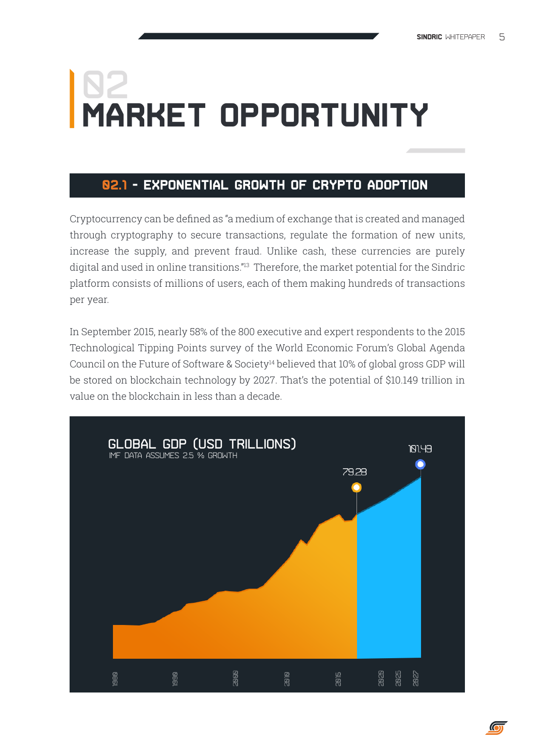# 02 MARKET OPPORTUNITY

## 02.1 - EXPONENTIAL GROWTH OF CRYPTO ADOPTION

Cryptocurrency can be defined as "a medium of exchange that is created and managed through cryptography to secure transactions, regulate the formation of new units, increase the supply, and prevent fraud. Unlike cash, these currencies are purely digital and used in online transitions."[13] Therefore, the market potential for the Sindric platform consists of millions of users, each of them making hundreds of transactions per year.

In September 2015, nearly 58% of the 800 executive and expert respondents to the 2015 Technological Tipping Points survey of the World Economic Forum's Global Agenda Council on the Future of Software & Society[14] believed that 10% of global gross GDP will be stored on blockchain technology by 2027. That's the potential of $10.149 trillion in value on the blockchain in less than a decade.

GLOBAL GDP (USD TRILLIONS)
IMF DATA ASSUMES 2.5 % GROWTH

79.28
101.49

1980 1990 2000 2010 2015 2020 2025 2027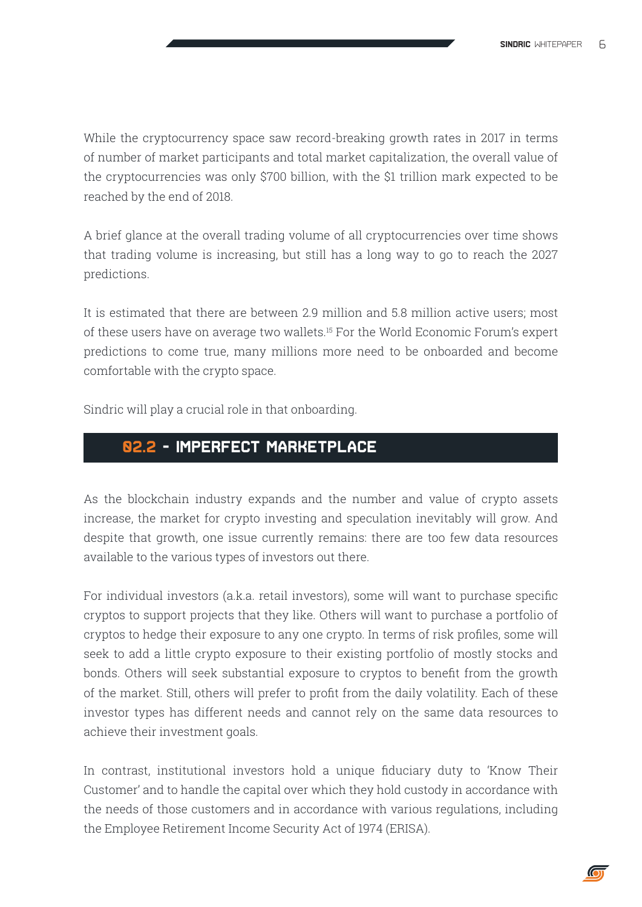While the cryptocurrency space saw record-breaking growth rates in 2017 in terms of number of market participants and total market capitalization, the overall value of the cryptocurrencies was only $700 billion, with the $1 trillion mark expected to be reached by the end of 2018.

A brief glance at the overall trading volume of all cryptocurrencies over time shows that trading volume is increasing, but still has a long way to go to reach the 2027 predictions.

It is estimated that there are between 2.9 million and 5.8 million active users; most of these users have on average two wallets.[15] For the World Economic Forum's expert predictions to come true, many millions more need to be onboarded and become comfortable with the crypto space.

Sindric will play a crucial role in that onboarding.

## 02.2 - IMPERFECT MARKETPLACE

As the blockchain industry expands and the number and value of crypto assets increase, the market for crypto investing and speculation inevitably will grow. And despite that growth, one issue currently remains: there are too few data resources available to the various types of investors out there.

For individual investors (a.k.a. retail investors), some will want to purchase specific cryptos to support projects that they like. Others will want to purchase a portfolio of cryptos to hedge their exposure to any one crypto. In terms of risk profiles, some will seek to add a little crypto exposure to their existing portfolio of mostly stocks and bonds. Others will seek substantial exposure to cryptos to benefit from the growth of the market. Still, others will prefer to profit from the daily volatility. Each of these investor types has different needs and cannot rely on the same data resources to achieve their investment goals.

In contrast, institutional investors hold a unique fiduciary duty to 'Know Their Customer' and to handle the capital over which they hold custody in accordance with the needs of those customers and in accordance with various regulations, including the Employee Retirement Income Security Act of 1974 (ERISA).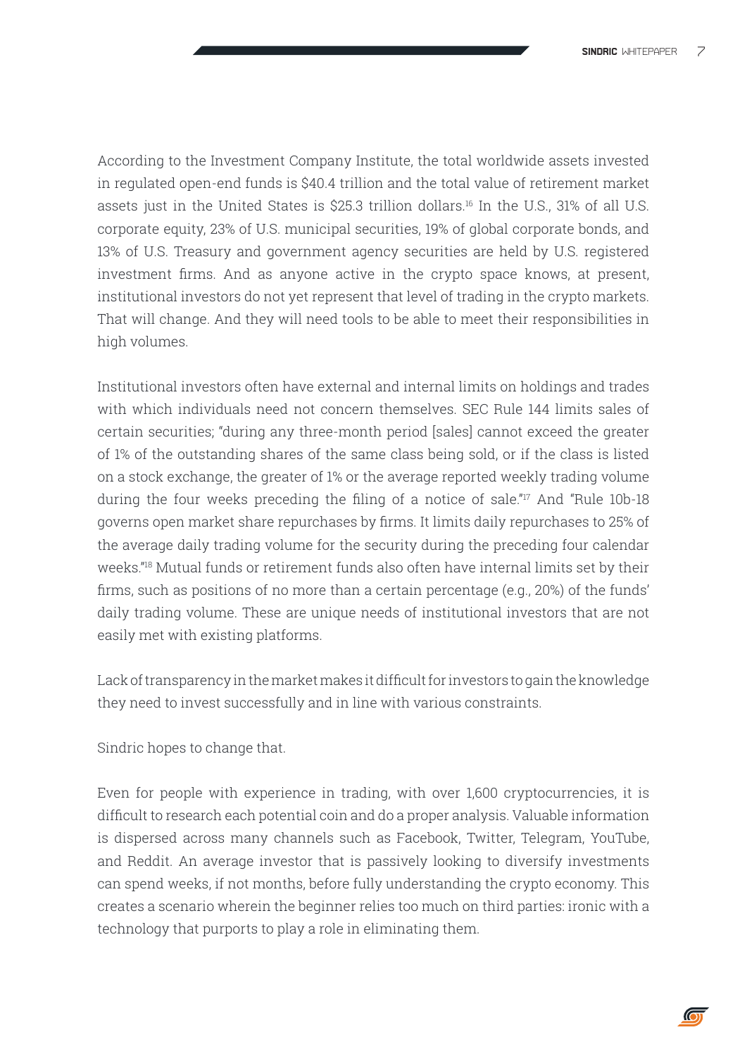According to the Investment Company Institute, the total worldwide assets invested in regulated open-end funds is $40.4 trillion and the total value of retirement market assets just in the United States is $25.3 trillion dollars.[16] In the U.S., 31% of all U.S. corporate equity, 23% of U.S. municipal securities, 19% of global corporate bonds, and 13% of U.S. Treasury and government agency securities are held by U.S. registered investment firms. And as anyone active in the crypto space knows, at present, institutional investors do not yet represent that level of trading in the crypto markets. That will change. And they will need tools to be able to meet their responsibilities in high volumes.

Institutional investors often have external and internal limits on holdings and trades with which individuals need not concern themselves. SEC Rule 144 limits sales of certain securities; "during any three-month period [sales] cannot exceed the greater of 1% of the outstanding shares of the same class being sold, or if the class is listed on a stock exchange, the greater of 1% or the average reported weekly trading volume during the four weeks preceding the filing of a notice of sale."[17] And "Rule 10b-18 governs open market share repurchases by firms. It limits daily repurchases to 25% of the average daily trading volume for the security during the preceding four calendar weeks."[18] Mutual funds or retirement funds also often have internal limits set by their firms, such as positions of no more than a certain percentage (e.g., 20%) of the funds' daily trading volume. These are unique needs of institutional investors that are not easily met with existing platforms.

Lack of transparency in the market makes it difficult for investors to gain the knowledge they need to invest successfully and in line with various constraints.

Sindric hopes to change that.

Even for people with experience in trading, with over 1,600 cryptocurrencies, it is difficult to research each potential coin and do a proper analysis. Valuable information is dispersed across many channels such as Facebook, Twitter, Telegram, YouTube, and Reddit. An average investor that is passively looking to diversify investments can spend weeks, if not months, before fully understanding the crypto economy. This creates a scenario wherein the beginner relies too much on third parties: ironic with a technology that purports to play a role in eliminating them.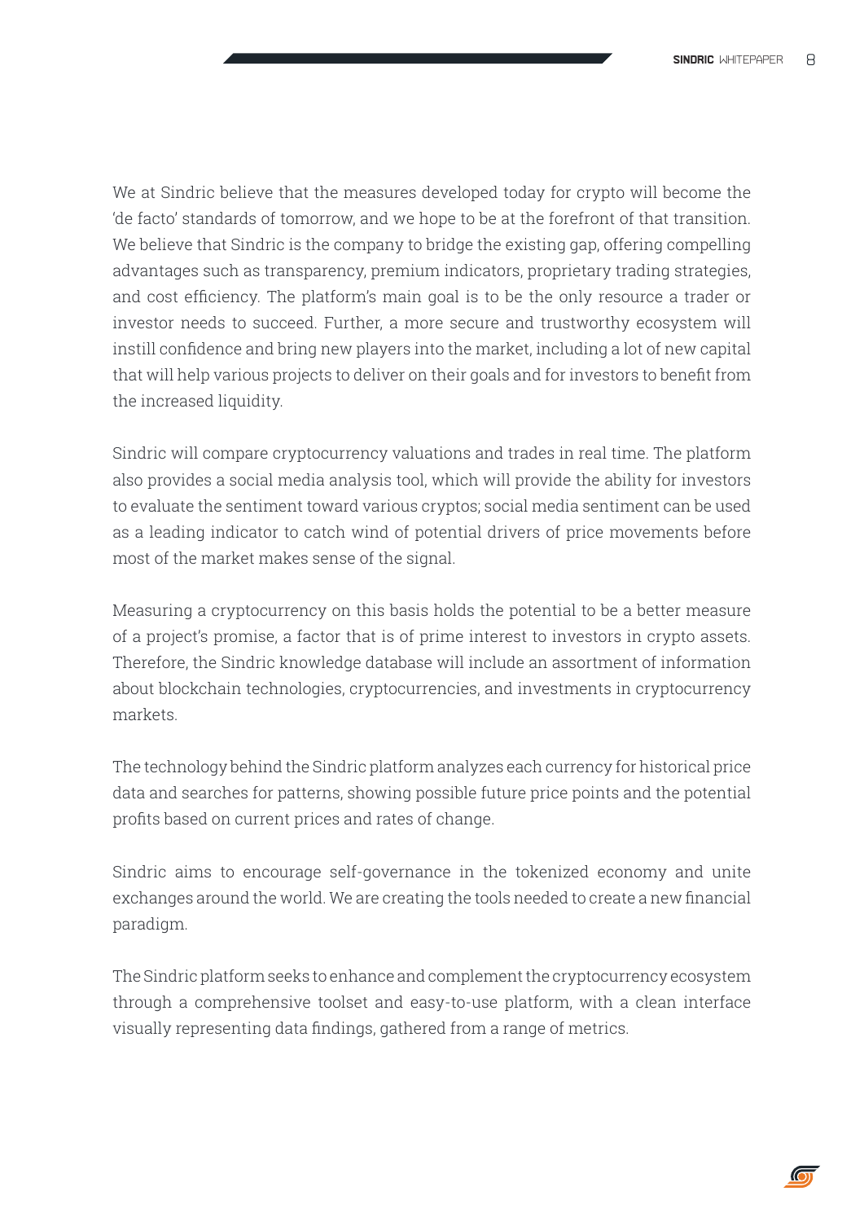We at Sindric believe that the measures developed today for crypto will become the 'de facto' standards of tomorrow, and we hope to be at the forefront of that transition. We believe that Sindric is the company to bridge the existing gap, offering compelling advantages such as transparency, premium indicators, proprietary trading strategies, and cost efficiency. The platform's main goal is to be the only resource a trader or investor needs to succeed. Further, a more secure and trustworthy ecosystem will instill confidence and bring new players into the market, including a lot of new capital that will help various projects to deliver on their goals and for investors to benefit from the increased liquidity.

Sindric will compare cryptocurrency valuations and trades in real time. The platform also provides a social media analysis tool, which will provide the ability for investors to evaluate the sentiment toward various cryptos; social media sentiment can be used as a leading indicator to catch wind of potential drivers of price movements before most of the market makes sense of the signal.

Measuring a cryptocurrency on this basis holds the potential to be a better measure of a project's promise, a factor that is of prime interest to investors in crypto assets. Therefore, the Sindric knowledge database will include an assortment of information about blockchain technologies, cryptocurrencies, and investments in cryptocurrency markets.

The technology behind the Sindric platform analyzes each currency for historical price data and searches for patterns, showing possible future price points and the potential profits based on current prices and rates of change.

Sindric aims to encourage self-governance in the tokenized economy and unite exchanges around the world. We are creating the tools needed to create a new financial paradigm.

The Sindric platform seeks to enhance and complement the cryptocurrency ecosystem through a comprehensive toolset and easy-to-use platform, with a clean interface visually representing data findings, gathered from a range of metrics.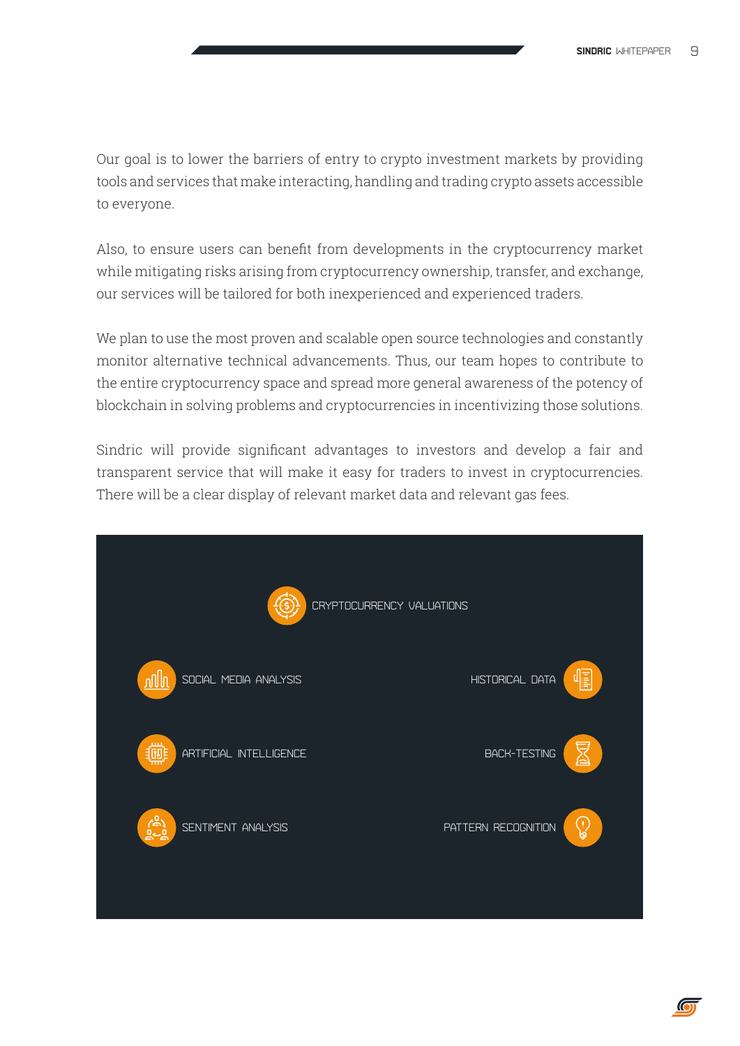Our goal is to lower the barriers of entry to crypto investment markets by providing tools and services that make interacting, handling and trading crypto assets accessible to everyone.

Also, to ensure users can benefit from developments in the cryptocurrency market while mitigating risks arising from cryptocurrency ownership, transfer, and exchange, our services will be tailored for both inexperienced and experienced traders.

We plan to use the most proven and scalable open source technologies and constantly monitor alternative technical advancements. Thus, our team hopes to contribute to the entire cryptocurrency space and spread more general awareness of the potency of blockchain in solving problems and cryptocurrencies in incentivizing those solutions.

Sindric will provide significant advantages to investors and develop a fair and transparent service that will make it easy for traders to invest in cryptocurrencies. There will be a clear display of relevant market data and relevant gas fees.

CRYPTOCURRENCY VALUATIONS

SOCIAL MEDIA ANALYSIS

HISTORICAL DATA

ARTIFICIAL INTELLIGENCE

BACK-TESTING

SENTIMENT ANALYSIS

PATTERN RECOGNITION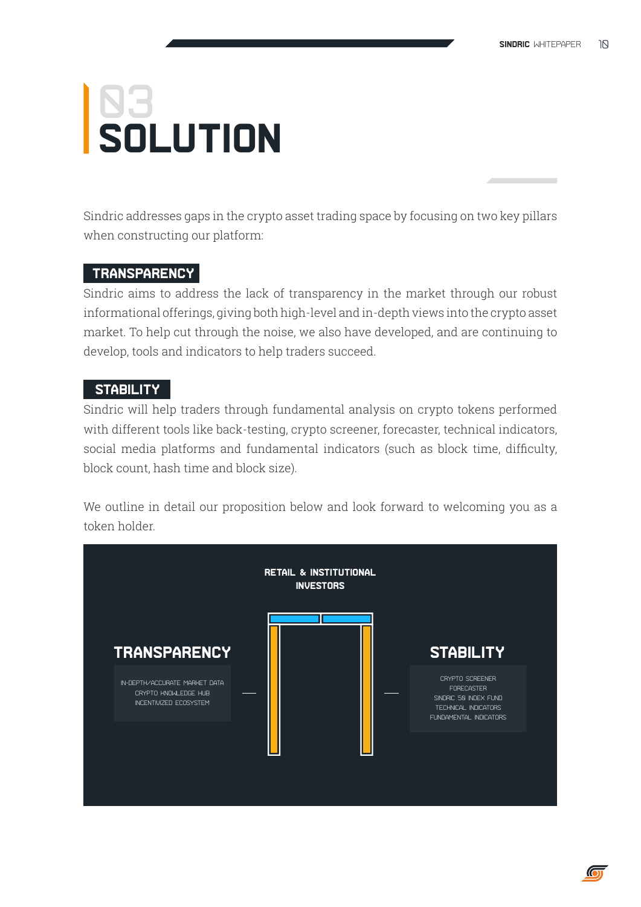# 03 SOLUTION

Sindric addresses gaps in the crypto asset trading space by focusing on two key pillars when constructing our platform:

## TRANSPARENCY

Sindric aims to address the lack of transparency in the market through our robust informational offerings, giving both high-level and in-depth views into the crypto asset market. To help cut through the noise, we also have developed, and are continuing to develop, tools and indicators to help traders succeed.

## STABILITY

Sindric will help traders through fundamental analysis on crypto tokens performed with different tools like back-testing, crypto screener, forecaster, technical indicators, social media platforms and fundamental indicators (such as block time, difficulty, block count, hash time and block size).

We outline in detail our proposition below and look forward to welcoming you as a token holder.

**RETAIL & INSTITUTIONAL INVESTORS**

**TRANSPARENCY**

- IN-DEPTH/ACCURATE MARKET DATA
- CRYPTO KNOWLEDGE HUB
- INCENTIVIZED ECOSYSTEM

**STABILITY**

- CRYPTO SCREENER
- FORECASTER
- SINDRIC 50 INDEX FUND
- TECHNICAL INDICATORS
- FUNDAMENTAL INDICATORS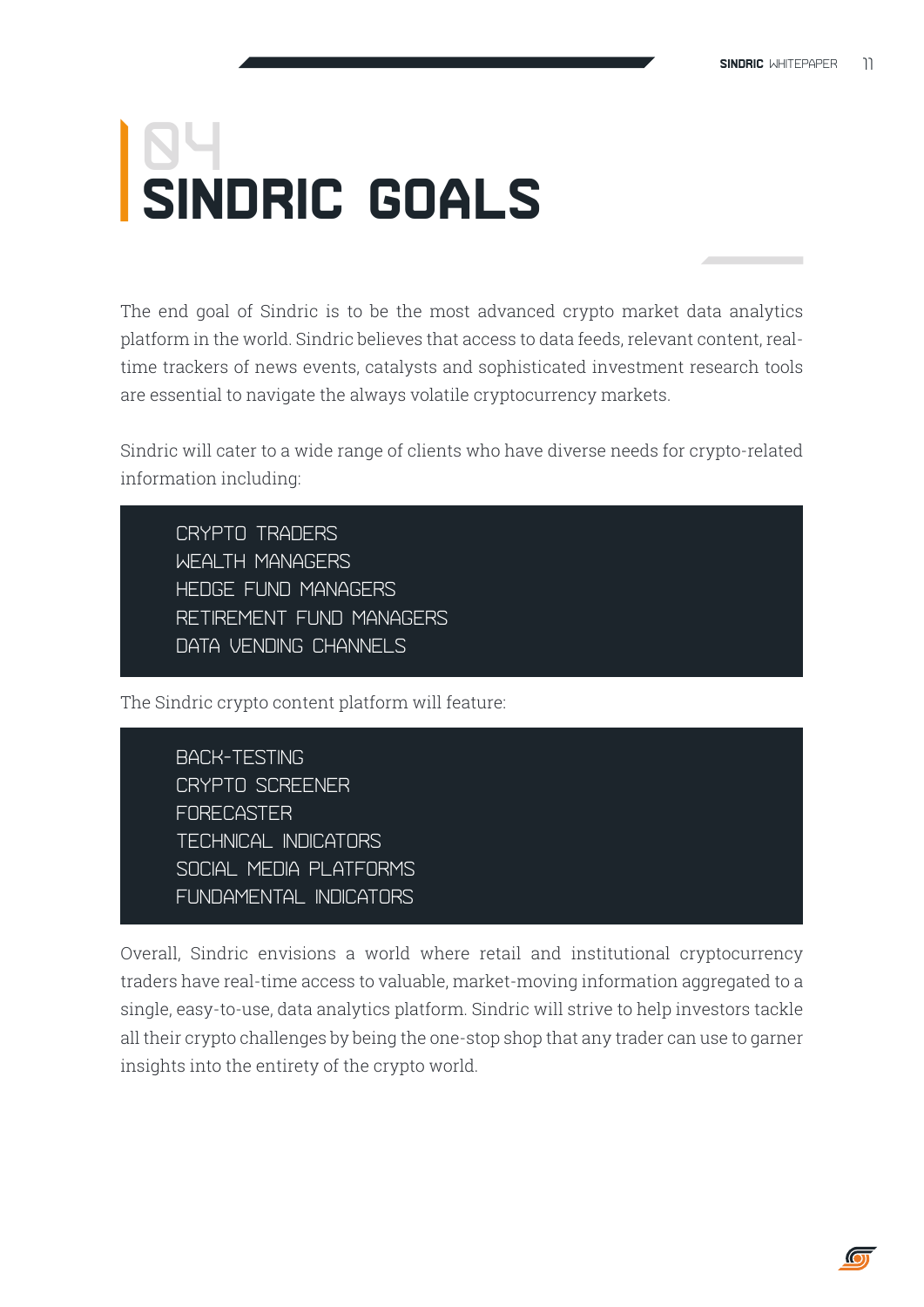# 04 SINDRIC GOALS

The end goal of Sindric is to be the most advanced crypto market data analytics platform in the world. Sindric believes that access to data feeds, relevant content, real-time trackers of news events, catalysts and sophisticated investment research tools are essential to navigate the always volatile cryptocurrency markets.

Sindric will cater to a wide range of clients who have diverse needs for crypto-related information including:

- CRYPTO TRADERS
- WEALTH MANAGERS
- HEDGE FUND MANAGERS
- RETIREMENT FUND MANAGERS
- DATA VENDING CHANNELS

The Sindric crypto content platform will feature:

- BACK-TESTING
- CRYPTO SCREENER
- FORECASTER
- TECHNICAL INDICATORS
- SOCIAL MEDIA PLATFORMS
- FUNDAMENTAL INDICATORS

Overall, Sindric envisions a world where retail and institutional cryptocurrency traders have real-time access to valuable, market-moving information aggregated to a single, easy-to-use, data analytics platform. Sindric will strive to help investors tackle all their crypto challenges by being the one-stop shop that any trader can use to garner insights into the entirety of the crypto world.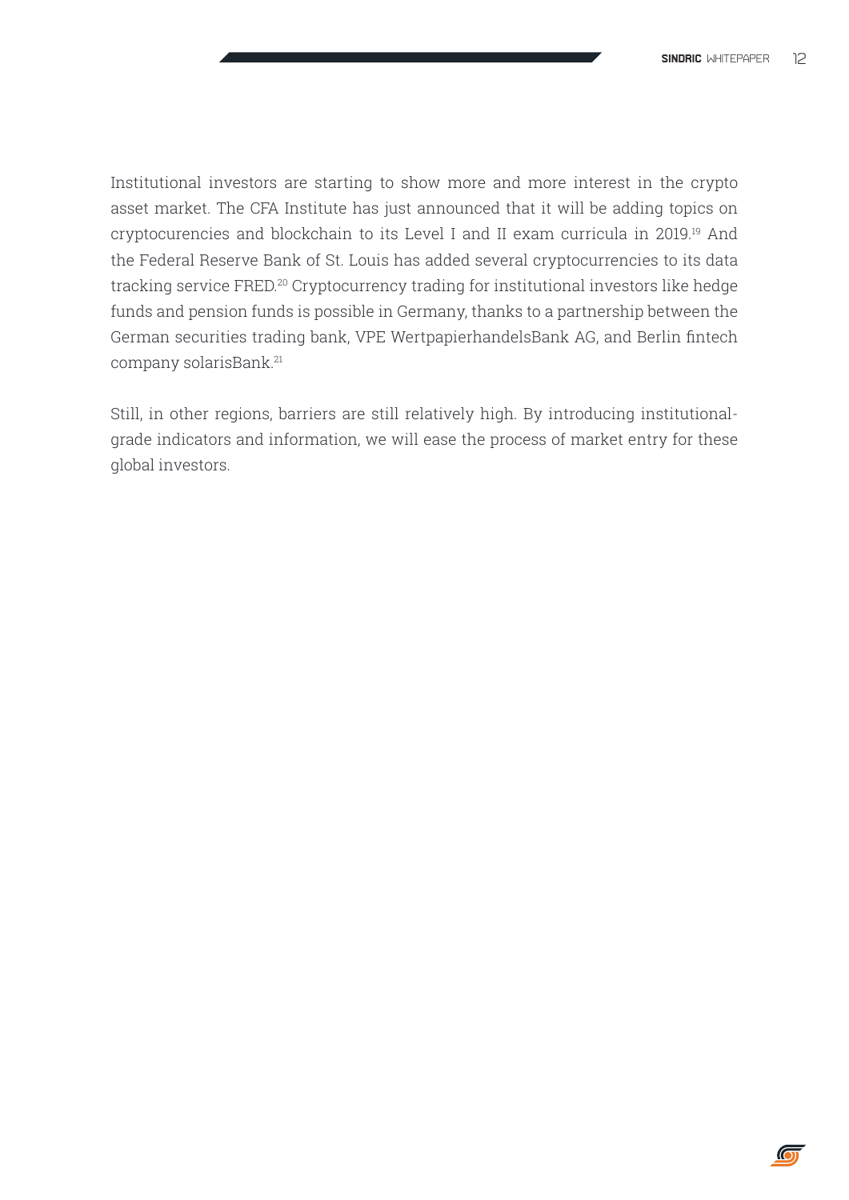Institutional investors are starting to show more and more interest in the crypto asset market. The CFA Institute has just announced that it will be adding topics on cryptocurencies and blockchain to its Level I and II exam curricula in 2019.[19] And the Federal Reserve Bank of St. Louis has added several cryptocurrencies to its data tracking service FRED.[20] Cryptocurrency trading for institutional investors like hedge funds and pension funds is possible in Germany, thanks to a partnership between the German securities trading bank, VPE WertpapierhandelsBank AG, and Berlin fintech company solarisBank.[21]

Still, in other regions, barriers are still relatively high. By introducing institutional-grade indicators and information, we will ease the process of market entry for these global investors.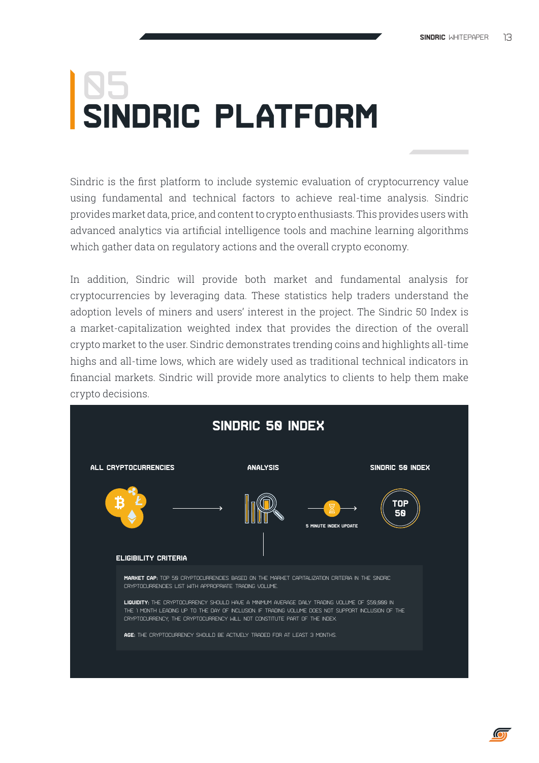# 05 SINDRIC PLATFORM

Sindric is the first platform to include systemic evaluation of cryptocurrency value using fundamental and technical factors to achieve real-time analysis. Sindric provides market data, price, and content to crypto enthusiasts. This provides users with advanced analytics via artificial intelligence tools and machine learning algorithms which gather data on regulatory actions and the overall crypto economy.

In addition, Sindric will provide both market and fundamental analysis for cryptocurrencies by leveraging data. These statistics help traders understand the adoption levels of miners and users' interest in the project. The Sindric 50 Index is a market-capitalization weighted index that provides the direction of the overall crypto market to the user. Sindric demonstrates trending coins and highlights all-time highs and all-time lows, which are widely used as traditional technical indicators in financial markets. Sindric will provide more analytics to clients to help them make crypto decisions.

## SINDRIC 50 INDEX

**ALL CRYPTOCURRENCIES** → **ANALYSIS** → 5 MINUTE INDEX UPDATE → **SINDRIC 50 INDEX** (TOP 50)

### ELIGIBILITY CRITERIA

**MARKET CAP:** TOP 50 CRYPTOCURRENCIES BASED ON THE MARKET CAPITALIZATION CRITERIA IN THE SINDRIC CRYPTOCURRENCIES LIST WITH APPROPRIATE TRADING VOLUME.

**LIQUIDITY:** THE CRYPTOCURRENCY SHOULD HAVE A MINIMUM AVERAGE DAILY TRADING VOLUME OF $50,000 IN THE 1 MONTH LEADING UP TO THE DAY OF INCLUSION. IF TRADING VOLUME DOES NOT SUPPORT INCLUSION OF THE CRYPTOCURRENCY, THE CRYPTOCURRENCY WILL NOT CONSTITUTE PART OF THE INDEX.

**AGE:** THE CRYPTOCURRENCY SHOULD BE ACTIVELY TRADED FOR AT LEAST 3 MONTHS.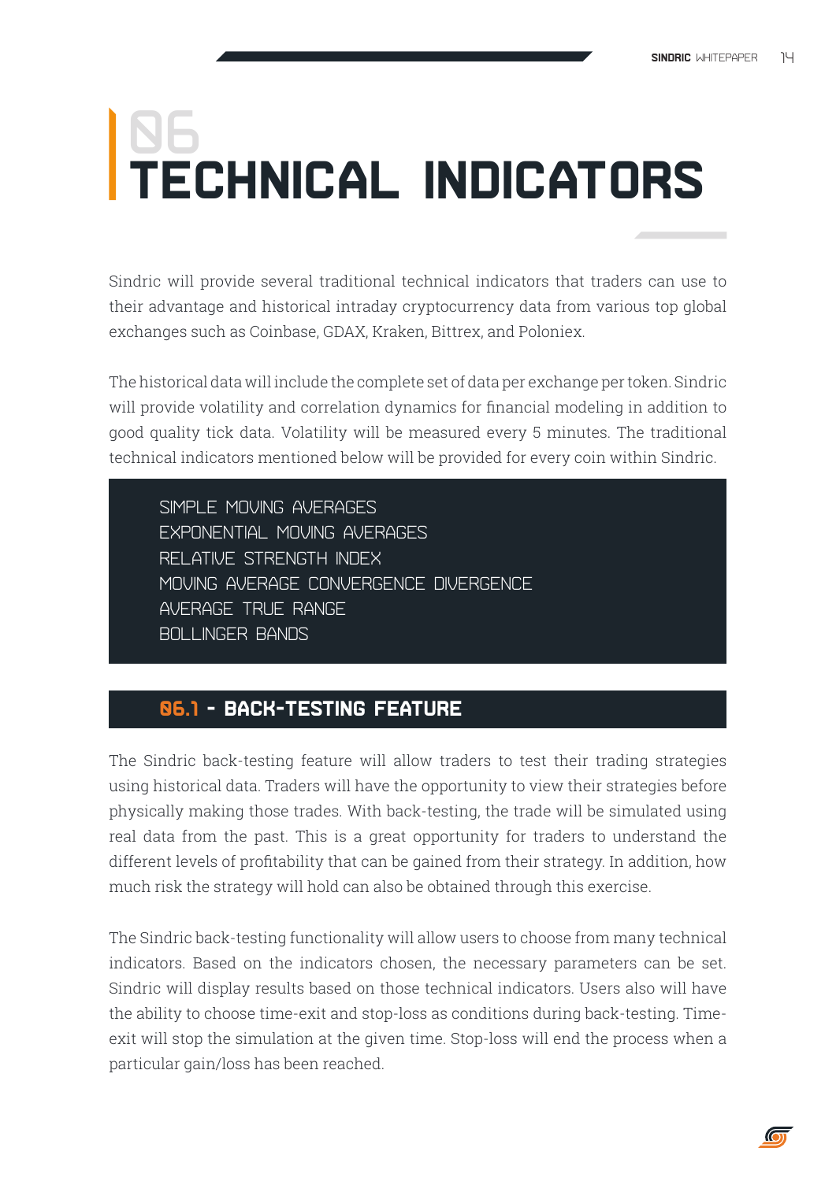# 06 TECHNICAL INDICATORS

Sindric will provide several traditional technical indicators that traders can use to their advantage and historical intraday cryptocurrency data from various top global exchanges such as Coinbase, GDAX, Kraken, Bittrex, and Poloniex.

The historical data will include the complete set of data per exchange per token. Sindric will provide volatility and correlation dynamics for financial modeling in addition to good quality tick data. Volatility will be measured every 5 minutes. The traditional technical indicators mentioned below will be provided for every coin within Sindric.

- SIMPLE MOVING AVERAGES
- EXPONENTIAL MOVING AVERAGES
- RELATIVE STRENGTH INDEX
- MOVING AVERAGE CONVERGENCE DIVERGENCE
- AVERAGE TRUE RANGE
- BOLLINGER BANDS

## 06.1 - BACK-TESTING FEATURE

The Sindric back-testing feature will allow traders to test their trading strategies using historical data. Traders will have the opportunity to view their strategies before physically making those trades. With back-testing, the trade will be simulated using real data from the past. This is a great opportunity for traders to understand the different levels of profitability that can be gained from their strategy. In addition, how much risk the strategy will hold can also be obtained through this exercise.

The Sindric back-testing functionality will allow users to choose from many technical indicators. Based on the indicators chosen, the necessary parameters can be set. Sindric will display results based on those technical indicators. Users also will have the ability to choose time-exit and stop-loss as conditions during back-testing. Time-exit will stop the simulation at the given time. Stop-loss will end the process when a particular gain/loss has been reached.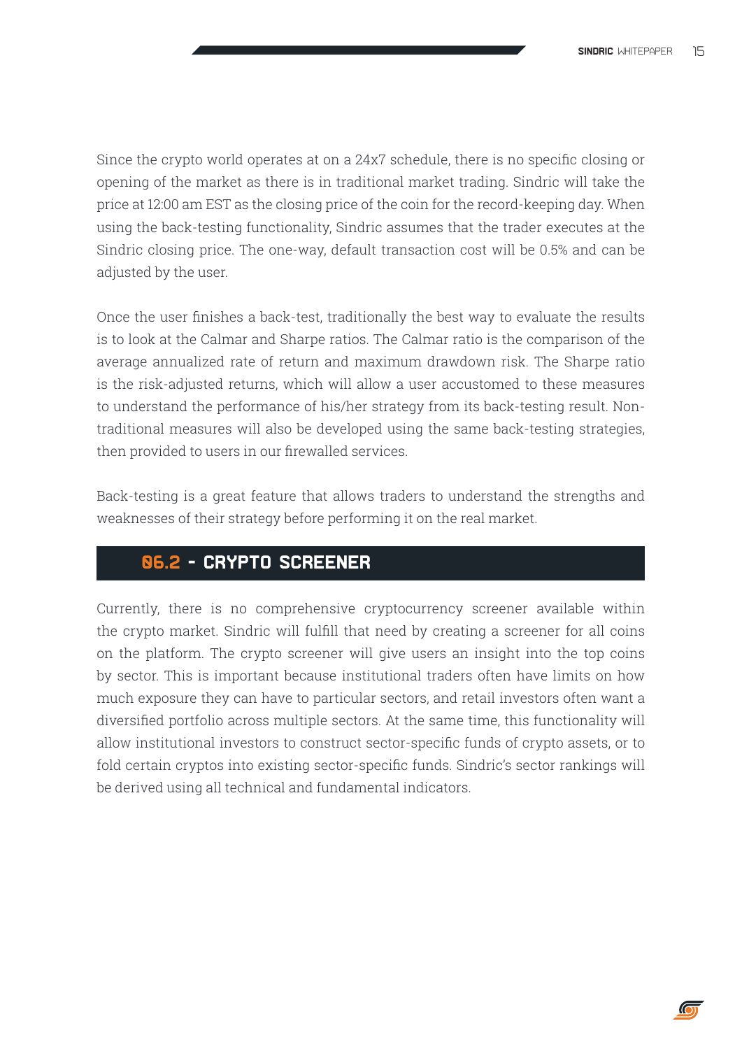Since the crypto world operates at on a 24x7 schedule, there is no specific closing or opening of the market as there is in traditional market trading. Sindric will take the price at 12:00 am EST as the closing price of the coin for the record-keeping day. When using the back-testing functionality, Sindric assumes that the trader executes at the Sindric closing price. The one-way, default transaction cost will be 0.5% and can be adjusted by the user.

Once the user finishes a back-test, traditionally the best way to evaluate the results is to look at the Calmar and Sharpe ratios. The Calmar ratio is the comparison of the average annualized rate of return and maximum drawdown risk. The Sharpe ratio is the risk-adjusted returns, which will allow a user accustomed to these measures to understand the performance of his/her strategy from its back-testing result. Non-traditional measures will also be developed using the same back-testing strategies, then provided to users in our firewalled services.

Back-testing is a great feature that allows traders to understand the strengths and weaknesses of their strategy before performing it on the real market.

## 06.2 - CRYPTO SCREENER

Currently, there is no comprehensive cryptocurrency screener available within the crypto market. Sindric will fulfill that need by creating a screener for all coins on the platform. The crypto screener will give users an insight into the top coins by sector. This is important because institutional traders often have limits on how much exposure they can have to particular sectors, and retail investors often want a diversified portfolio across multiple sectors. At the same time, this functionality will allow institutional investors to construct sector-specific funds of crypto assets, or to fold certain cryptos into existing sector-specific funds. Sindric's sector rankings will be derived using all technical and fundamental indicators.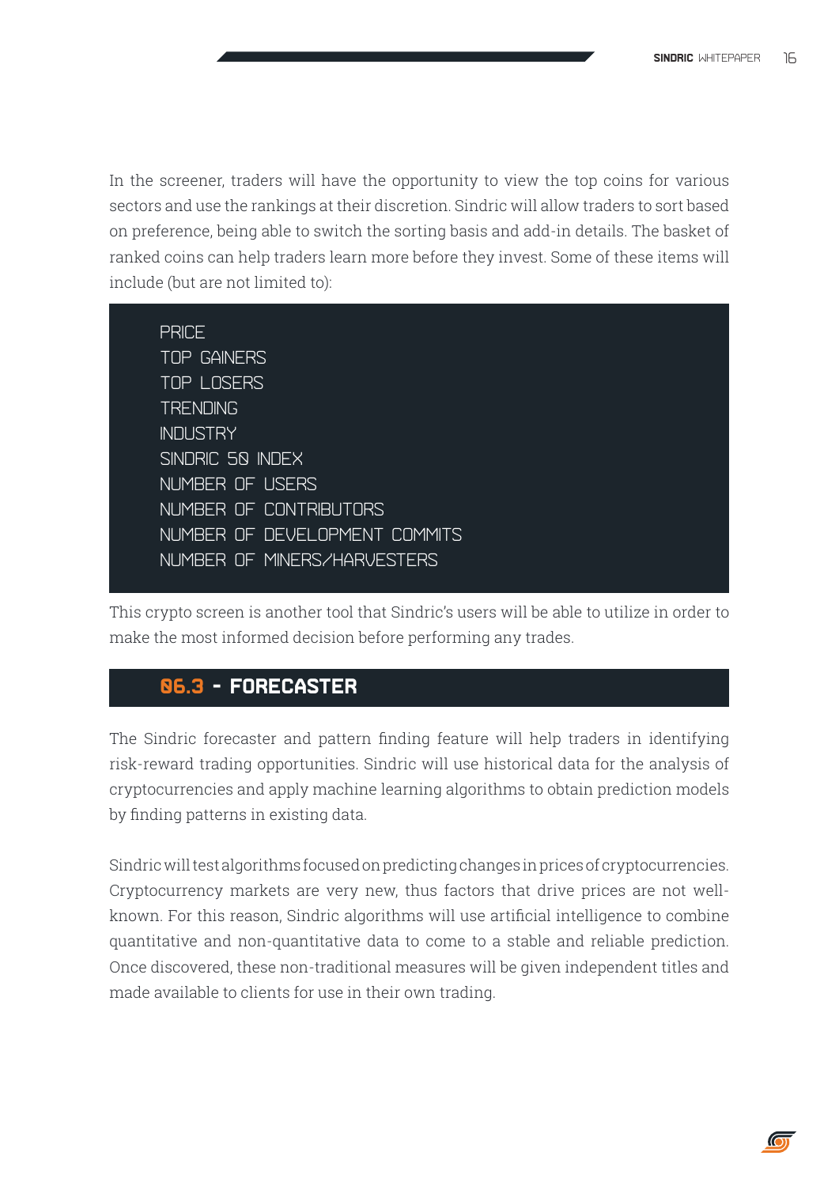In the screener, traders will have the opportunity to view the top coins for various sectors and use the rankings at their discretion. Sindric will allow traders to sort based on preference, being able to switch the sorting basis and add-in details. The basket of ranked coins can help traders learn more before they invest. Some of these items will include (but are not limited to):

- PRICE
- TOP GAINERS
- TOP LOSERS
- TRENDING
- INDUSTRY
- SINDRIC 50 INDEX
- NUMBER OF USERS
- NUMBER OF CONTRIBUTORS
- NUMBER OF DEVELOPMENT COMMITS
- NUMBER OF MINERS/HARVESTERS

This crypto screen is another tool that Sindric's users will be able to utilize in order to make the most informed decision before performing any trades.

## 06.3 - FORECASTER

The Sindric forecaster and pattern finding feature will help traders in identifying risk-reward trading opportunities. Sindric will use historical data for the analysis of cryptocurrencies and apply machine learning algorithms to obtain prediction models by finding patterns in existing data.

Sindric will test algorithms focused on predicting changes in prices of cryptocurrencies. Cryptocurrency markets are very new, thus factors that drive prices are not well-known. For this reason, Sindric algorithms will use artificial intelligence to combine quantitative and non-quantitative data to come to a stable and reliable prediction. Once discovered, these non-traditional measures will be given independent titles and made available to clients for use in their own trading.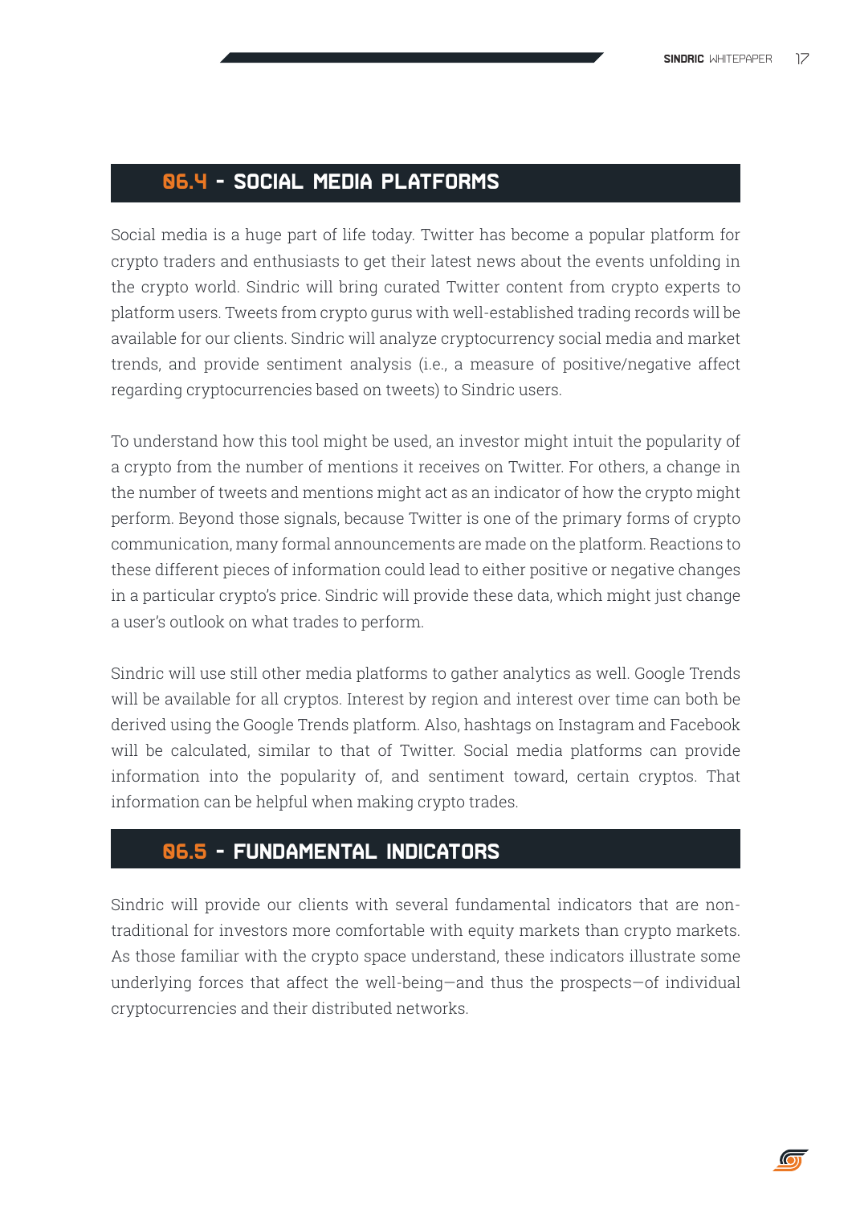## 06.4 - SOCIAL MEDIA PLATFORMS

Social media is a huge part of life today. Twitter has become a popular platform for crypto traders and enthusiasts to get their latest news about the events unfolding in the crypto world. Sindric will bring curated Twitter content from crypto experts to platform users. Tweets from crypto gurus with well-established trading records will be available for our clients. Sindric will analyze cryptocurrency social media and market trends, and provide sentiment analysis (i.e., a measure of positive/negative affect regarding cryptocurrencies based on tweets) to Sindric users.

To understand how this tool might be used, an investor might intuit the popularity of a crypto from the number of mentions it receives on Twitter. For others, a change in the number of tweets and mentions might act as an indicator of how the crypto might perform. Beyond those signals, because Twitter is one of the primary forms of crypto communication, many formal announcements are made on the platform. Reactions to these different pieces of information could lead to either positive or negative changes in a particular crypto's price. Sindric will provide these data, which might just change a user's outlook on what trades to perform.

Sindric will use still other media platforms to gather analytics as well. Google Trends will be available for all cryptos. Interest by region and interest over time can both be derived using the Google Trends platform. Also, hashtags on Instagram and Facebook will be calculated, similar to that of Twitter. Social media platforms can provide information into the popularity of, and sentiment toward, certain cryptos. That information can be helpful when making crypto trades.

## 06.5 - FUNDAMENTAL INDICATORS

Sindric will provide our clients with several fundamental indicators that are non-traditional for investors more comfortable with equity markets than crypto markets. As those familiar with the crypto space understand, these indicators illustrate some underlying forces that affect the well-being—and thus the prospects—of individual cryptocurrencies and their distributed networks.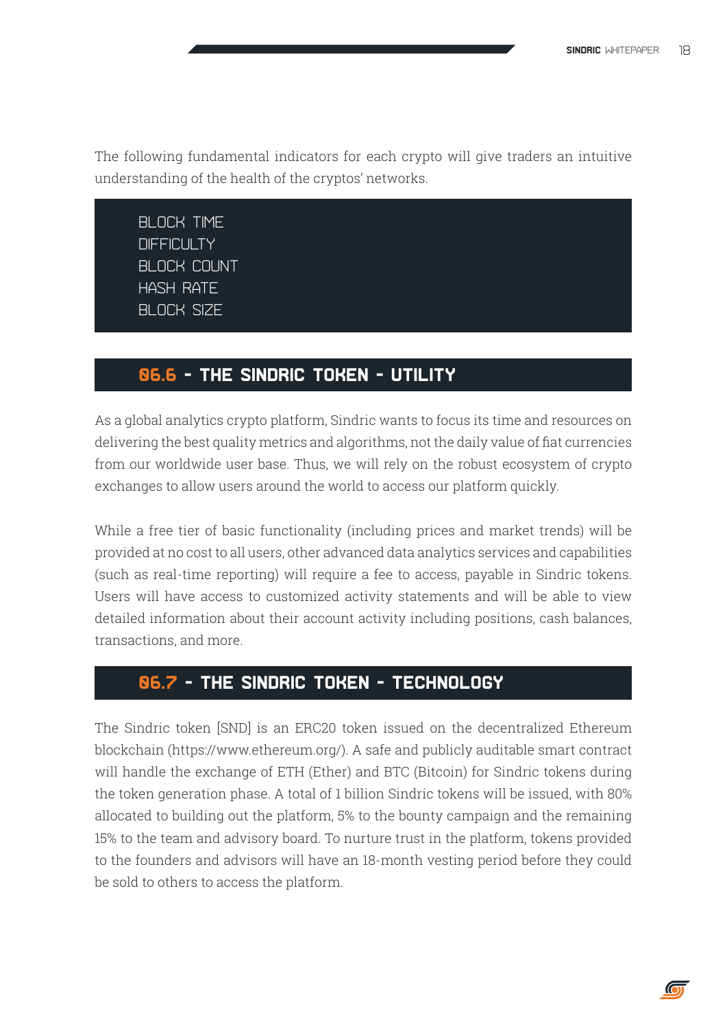The following fundamental indicators for each crypto will give traders an intuitive understanding of the health of the cryptos' networks.

- BLOCK TIME
- DIFFICULTY
- BLOCK COUNT
- HASH RATE
- BLOCK SIZE

## 06.6 - THE SINDRIC TOKEN - UTILITY

As a global analytics crypto platform, Sindric wants to focus its time and resources on delivering the best quality metrics and algorithms, not the daily value of fiat currencies from our worldwide user base. Thus, we will rely on the robust ecosystem of crypto exchanges to allow users around the world to access our platform quickly.

While a free tier of basic functionality (including prices and market trends) will be provided at no cost to all users, other advanced data analytics services and capabilities (such as real-time reporting) will require a fee to access, payable in Sindric tokens. Users will have access to customized activity statements and will be able to view detailed information about their account activity including positions, cash balances, transactions, and more.

## 06.7 - THE SINDRIC TOKEN - TECHNOLOGY

The Sindric token [SND] is an ERC20 token issued on the decentralized Ethereum blockchain (https://www.ethereum.org/). A safe and publicly auditable smart contract will handle the exchange of ETH (Ether) and BTC (Bitcoin) for Sindric tokens during the token generation phase. A total of 1 billion Sindric tokens will be issued, with 80% allocated to building out the platform, 5% to the bounty campaign and the remaining 15% to the team and advisory board. To nurture trust in the platform, tokens provided to the founders and advisors will have an 18-month vesting period before they could be sold to others to access the platform.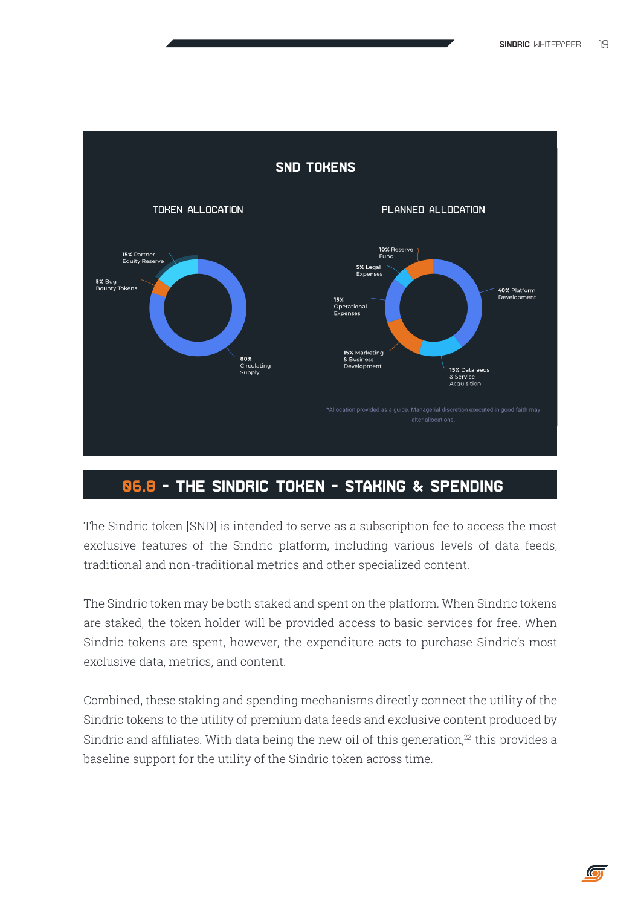## SND TOKENS

### TOKEN ALLOCATION

- 15% Partner Equity Reserve
- 5% Bug Bounty Tokens
- 80% Circulating Supply

### PLANNED ALLOCATION

- 10% Reserve Fund
- 5% Legal Expenses
- 15% Operational Expenses
- 15% Marketing & Business Development
- 15% Datafeeds & Service Acquisition
- 40% Platform Development

*Allocation provided as a guide. Managerial discretion executed in good faith may alter allocations.

## 06.8 - THE SINDRIC TOKEN - STAKING & SPENDING

The Sindric token [SND] is intended to serve as a subscription fee to access the most exclusive features of the Sindric platform, including various levels of data feeds, traditional and non-traditional metrics and other specialized content.

The Sindric token may be both staked and spent on the platform. When Sindric tokens are staked, the token holder will be provided access to basic services for free. When Sindric tokens are spent, however, the expenditure acts to purchase Sindric's most exclusive data, metrics, and content.

Combined, these staking and spending mechanisms directly connect the utility of the Sindric tokens to the utility of premium data feeds and exclusive content produced by Sindric and affiliates. With data being the new oil of this generation,[22] this provides a baseline support for the utility of the Sindric token across time.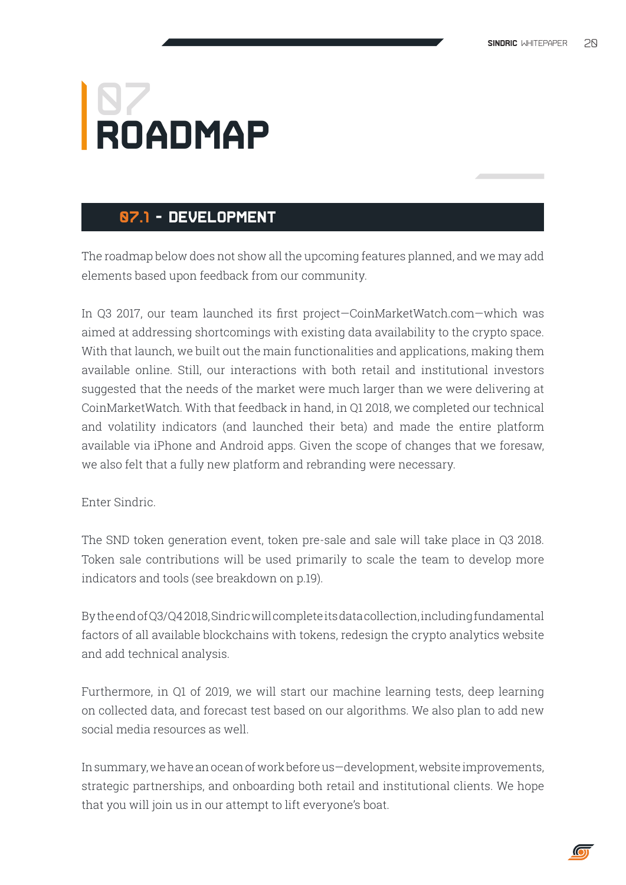# 07 ROADMAP

## 07.1 - DEVELOPMENT

The roadmap below does not show all the upcoming features planned, and we may add elements based upon feedback from our community.

In Q3 2017, our team launched its first project—CoinMarketWatch.com—which was aimed at addressing shortcomings with existing data availability to the crypto space. With that launch, we built out the main functionalities and applications, making them available online. Still, our interactions with both retail and institutional investors suggested that the needs of the market were much larger than we were delivering at CoinMarketWatch. With that feedback in hand, in Q1 2018, we completed our technical and volatility indicators (and launched their beta) and made the entire platform available via iPhone and Android apps. Given the scope of changes that we foresaw, we also felt that a fully new platform and rebranding were necessary.

Enter Sindric.

The SND token generation event, token pre-sale and sale will take place in Q3 2018. Token sale contributions will be used primarily to scale the team to develop more indicators and tools (see breakdown on p.19).

By the end of Q3/Q4 2018, Sindric will complete its data collection, including fundamental factors of all available blockchains with tokens, redesign the crypto analytics website and add technical analysis.

Furthermore, in Q1 of 2019, we will start our machine learning tests, deep learning on collected data, and forecast test based on our algorithms. We also plan to add new social media resources as well.

In summary, we have an ocean of work before us—development, website improvements, strategic partnerships, and onboarding both retail and institutional clients. We hope that you will join us in our attempt to lift everyone's boat.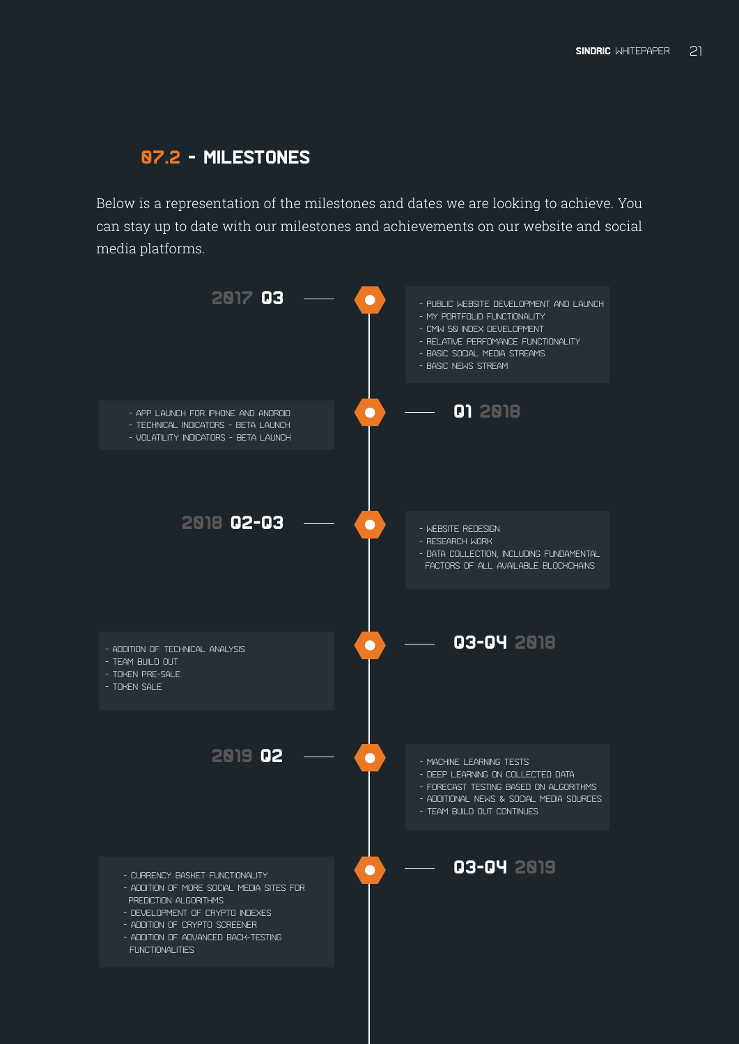## 07.2 - MILESTONES

Below is a representation of the milestones and dates we are looking to achieve. You can stay up to date with our milestones and achievements on our website and social media platforms.

### 2017 Q3

- PUBLIC WEBSITE DEVELOPMENT AND LAUNCH
- MY PORTFOLIO FUNCTIONALITY
- CMW 50 INDEX DEVELOPMENT
- RELATIVE PERFOMANCE FUNCTIONALITY
- BASIC SOCIAL MEDIA STREAMS
- BASIC NEWS STREAM

### Q1 2018

- APP LAUNCH FOR IPHONE AND ANDROID
- TECHNICAL INDICATORS - BETA LAUNCH
- VOLATILITY INDICATORS - BETA LAUNCH

### 2018 Q2-Q3

- WEBSITE REDESIGN
- RESEARCH WORK
- DATA COLLECTION, INCLUDING FUNDAMENTAL FACTORS OF ALL AVAILABLE BLOCKCHAINS

### Q3-Q4 2018

- ADDITION OF TECHNICAL ANALYSIS
- TEAM BUILD OUT
- TOKEN PRE-SALE
- TOKEN SALE

### 2019 Q2

- MACHINE LEARNING TESTS
- DEEP LEARNING ON COLLECTED DATA
- FORECAST TESTING BASED ON ALGORITHMS
- ADDITIONAL NEWS & SOCIAL MEDIA SOURCES
- TEAM BUILD OUT CONTINUES

### Q3-Q4 2019

- CURRENCY BASKET FUNCTIONALITY
- ADDITION OF MORE SOCIAL MEDIA SITES FOR PREDICTION ALGORITHMS
- DEVELOPMENT OF CRYPTO INDEXES
- ADDITION OF CRYPTO SCREENER
- ADDITION OF ADVANCED BACK-TESTING FUNCTIONALITIES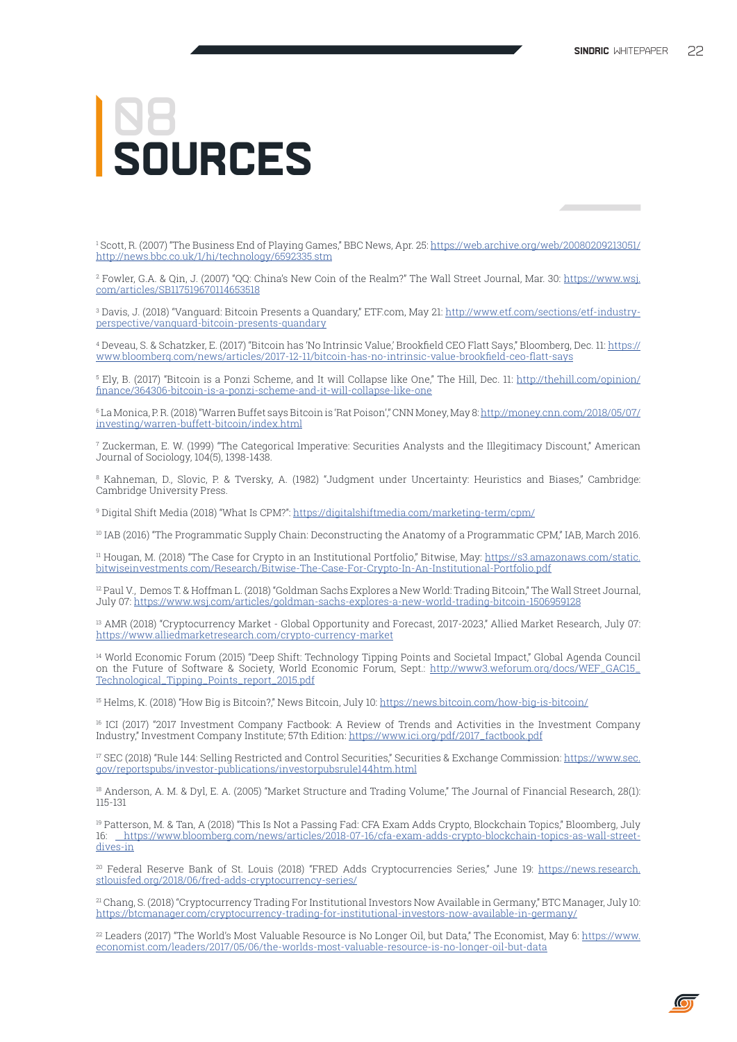# 08 SOURCES

[1] Scott, R. (2007) "The Business End of Playing Games," BBC News, Apr. 25: https://web.archive.org/web/20080209213051/http://news.bbc.co.uk/1/hi/technology/6592335.stm

[2] Fowler, G.A. & Qin, J. (2007) "QQ: China's New Coin of the Realm?" The Wall Street Journal, Mar. 30: https://www.wsj.com/articles/SB117519670114653518

[3] Davis, J. (2018) "Vanguard: Bitcoin Presents a Quandary," ETF.com, May 21: http://www.etf.com/sections/etf-industry-perspective/vanguard-bitcoin-presents-quandary

[4] Deveau, S. & Schatzker, E. (2017) "Bitcoin has 'No Intrinsic Value,' Brookfield CEO Flatt Says," Bloomberg, Dec. 11: https://www.bloomberg.com/news/articles/2017-12-11/bitcoin-has-no-intrinsic-value-brookfield-ceo-flatt-says

[5] Ely, B. (2017) "Bitcoin is a Ponzi Scheme, and It will Collapse like One," The Hill, Dec. 11: http://thehill.com/opinion/finance/364306-bitcoin-is-a-ponzi-scheme-and-it-will-collapse-like-one

[6] La Monica, P. R. (2018) "Warren Buffet says Bitcoin is 'Rat Poison'," CNN Money, May 8: http://money.cnn.com/2018/05/07/investing/warren-buffett-bitcoin/index.html

[7] Zuckerman, E. W. (1999) "The Categorical Imperative: Securities Analysts and the Illegitimacy Discount," American Journal of Sociology, 104(5), 1398-1438.

[8] Kahneman, D., Slovic, P. & Tversky, A. (1982) "Judgment under Uncertainty: Heuristics and Biases," Cambridge: Cambridge University Press.

[9] Digital Shift Media (2018) "What Is CPM?": https://digitalshiftmedia.com/marketing-term/cpm/

[10] IAB (2016) "The Programmatic Supply Chain: Deconstructing the Anatomy of a Programmatic CPM," IAB, March 2016.

[11] Hougan, M. (2018) "The Case for Crypto in an Institutional Portfolio," Bitwise, May: https://s3.amazonaws.com/static.bitwiseinvestments.com/Research/Bitwise-The-Case-For-Crypto-In-An-Institutional-Portfolio.pdf

[12] Paul V., Demos T. & Hoffman L. (2018) "Goldman Sachs Explores a New World: Trading Bitcoin," The Wall Street Journal, July 07: https://www.wsj.com/articles/goldman-sachs-explores-a-new-world-trading-bitcoin-1506959128

[13] AMR (2018) "Cryptocurrency Market - Global Opportunity and Forecast, 2017-2023," Allied Market Research, July 07: https://www.alliedmarketresearch.com/crypto-currency-market

[14] World Economic Forum (2015) "Deep Shift: Technology Tipping Points and Societal Impact," Global Agenda Council on the Future of Software & Society, World Economic Forum, Sept.: http://www3.weforum.org/docs/WEF_GAC15_Technological_Tipping_Points_report_2015.pdf

[15] Helms, K. (2018) "How Big is Bitcoin?," News Bitcoin, July 10: https://news.bitcoin.com/how-big-is-bitcoin/

[16] ICI (2017) "2017 Investment Company Factbook: A Review of Trends and Activities in the Investment Company Industry," Investment Company Institute; 57th Edition: https://www.ici.org/pdf/2017_factbook.pdf

[17] SEC (2018) "Rule 144: Selling Restricted and Control Securities," Securities & Exchange Commission: https://www.sec.gov/reportspubs/investor-publications/investorpubsrule144htm.html

[18] Anderson, A. M. & Dyl, E. A. (2005) "Market Structure and Trading Volume," The Journal of Financial Research, 28(1): 115-131

[19] Patterson, M. & Tan, A (2018) "This Is Not a Passing Fad: CFA Exam Adds Crypto, Blockchain Topics," Bloomberg, July 16: https://www.bloomberg.com/news/articles/2018-07-16/cfa-exam-adds-crypto-blockchain-topics-as-wall-street-dives-in

[20] Federal Reserve Bank of St. Louis (2018) "FRED Adds Cryptocurrencies Series," June 19: https://news.research.stlouisfed.org/2018/06/fred-adds-cryptocurrency-series/

[21] Chang, S. (2018) "Cryptocurrency Trading For Institutional Investors Now Available in Germany," BTC Manager, July 10: https://btcmanager.com/cryptocurrency-trading-for-institutional-investors-now-available-in-germany/

[22] Leaders (2017) "The World's Most Valuable Resource is No Longer Oil, but Data," The Economist, May 6: https://www.economist.com/leaders/2017/05/06/the-worlds-most-valuable-resource-is-no-longer-oil-but-data